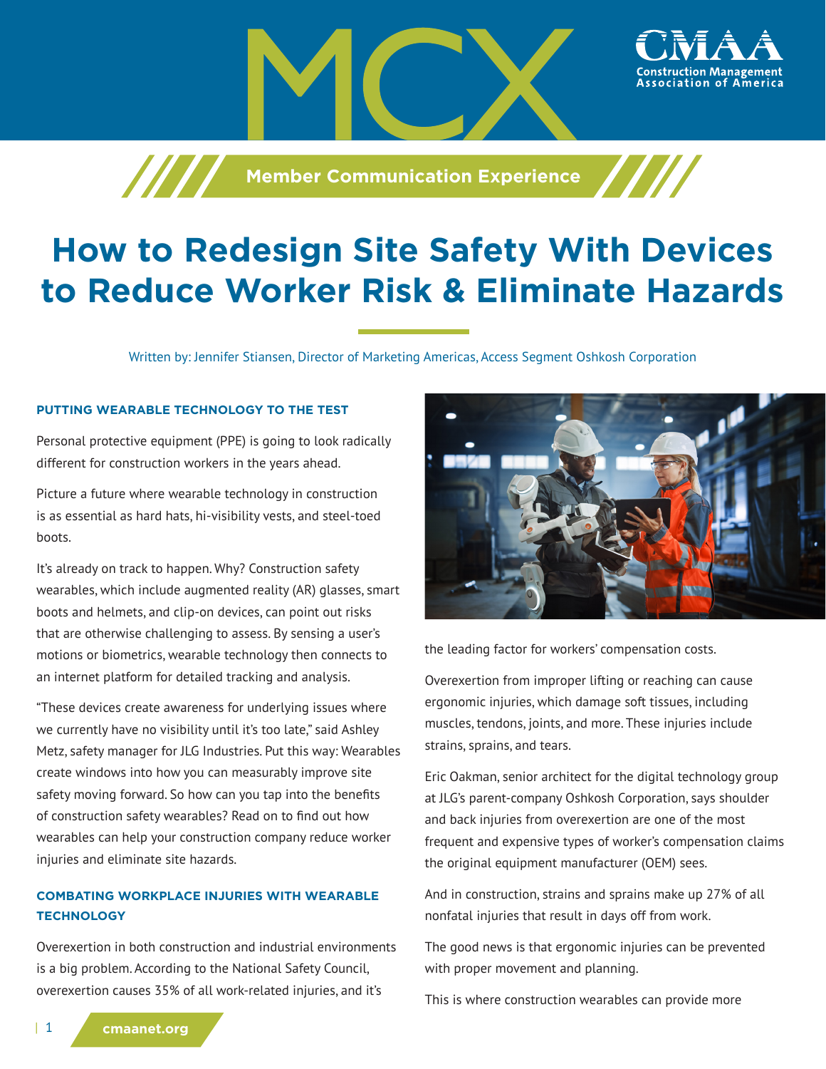MCX

CMAA Construction Management Association of America

Member Communication Experience

# How to Redesign Site Safety With Devices to Reduce Worker Risk & Eliminate Hazards

Written by: Jennifer Stiansen, Director of Marketing Americas, Access Segment Oshkosh Corporation

## PUTTING WEARABLE TECHNOLOGY TO THE TEST

Personal protective equipment (PPE) is going to look radically different for construction workers in the years ahead.

Picture a future where wearable technology in construction is as essential as hard hats, hi-visibility vests, and steel-toed boots.

It's already on track to happen. Why? Construction safety wearables, which include augmented reality (AR) glasses, smart boots and helmets, and clip-on devices, can point out risks that are otherwise challenging to assess. By sensing a user's motions or biometrics, wearable technology then connects to an internet platform for detailed tracking and analysis.

"These devices create awareness for underlying issues where we currently have no visibility until it's too late," said Ashley Metz, safety manager for JLG Industries. Put this way: Wearables create windows into how you can measurably improve site safety moving forward. So how can you tap into the benefits of construction safety wearables? Read on to find out how wearables can help your construction company reduce worker injuries and eliminate site hazards.

## COMBATING WORKPLACE INJURIES WITH WEARABLE TECHNOLOGY

Overexertion in both construction and industrial environments is a big problem. According to the National Safety Council, overexertion causes 35% of all work-related injuries, and it's the leading factor for workers' compensation costs.

Overexertion from improper lifting or reaching can cause ergonomic injuries, which damage soft tissues, including muscles, tendons, joints, and more. These injuries include strains, sprains, and tears.

Eric Oakman, senior architect for the digital technology group at JLG's parent-company Oshkosh Corporation, says shoulder and back injuries from overexertion are one of the most frequent and expensive types of worker's compensation claims the original equipment manufacturer (OEM) sees.

And in construction, strains and sprains make up 27% of all nonfatal injuries that result in days off from work.

The good news is that ergonomic injuries can be prevented with proper movement and planning.

This is where construction wearables can provide more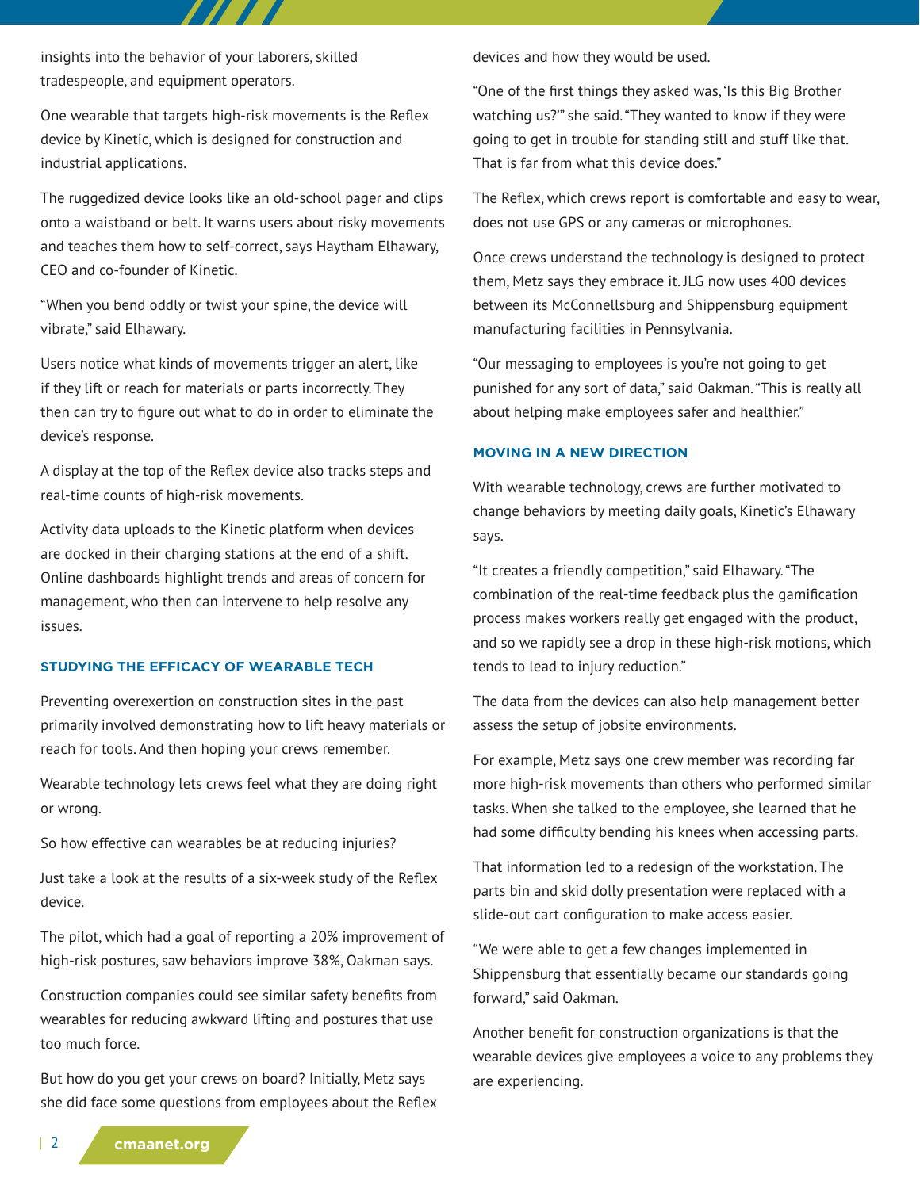insights into the behavior of your laborers, skilled tradespeople, and equipment operators.

One wearable that targets high-risk movements is the Reflex device by Kinetic, which is designed for construction and industrial applications.

The ruggedized device looks like an old-school pager and clips onto a waistband or belt. It warns users about risky movements and teaches them how to self-correct, says Haytham Elhawary, CEO and co-founder of Kinetic.

"When you bend oddly or twist your spine, the device will vibrate," said Elhawary.

Users notice what kinds of movements trigger an alert, like if they lift or reach for materials or parts incorrectly. They then can try to figure out what to do in order to eliminate the device's response.

A display at the top of the Reflex device also tracks steps and real-time counts of high-risk movements.

Activity data uploads to the Kinetic platform when devices are docked in their charging stations at the end of a shift. Online dashboards highlight trends and areas of concern for management, who then can intervene to help resolve any issues.

### STUDYING THE EFFICACY OF WEARABLE TECH

Preventing overexertion on construction sites in the past primarily involved demonstrating how to lift heavy materials or reach for tools. And then hoping your crews remember.

Wearable technology lets crews feel what they are doing right or wrong.

So how effective can wearables be at reducing injuries?

Just take a look at the results of a six-week study of the Reflex device.

The pilot, which had a goal of reporting a 20% improvement of high-risk postures, saw behaviors improve 38%, Oakman says.

Construction companies could see similar safety benefits from wearables for reducing awkward lifting and postures that use too much force.

But how do you get your crews on board? Initially, Metz says she did face some questions from employees about the Reflex devices and how they would be used.

"One of the first things they asked was, 'Is this Big Brother watching us?'" she said. "They wanted to know if they were going to get in trouble for standing still and stuff like that. That is far from what this device does."

The Reflex, which crews report is comfortable and easy to wear, does not use GPS or any cameras or microphones.

Once crews understand the technology is designed to protect them, Metz says they embrace it. JLG now uses 400 devices between its McConnellsburg and Shippensburg equipment manufacturing facilities in Pennsylvania.

"Our messaging to employees is you're not going to get punished for any sort of data," said Oakman. "This is really all about helping make employees safer and healthier."

### MOVING IN A NEW DIRECTION

With wearable technology, crews are further motivated to change behaviors by meeting daily goals, Kinetic's Elhawary says.

"It creates a friendly competition," said Elhawary. "The combination of the real-time feedback plus the gamification process makes workers really get engaged with the product, and so we rapidly see a drop in these high-risk motions, which tends to lead to injury reduction."

The data from the devices can also help management better assess the setup of jobsite environments.

For example, Metz says one crew member was recording far more high-risk movements than others who performed similar tasks. When she talked to the employee, she learned that he had some difficulty bending his knees when accessing parts.

That information led to a redesign of the workstation. The parts bin and skid dolly presentation were replaced with a slide-out cart configuration to make access easier.

"We were able to get a few changes implemented in Shippensburg that essentially became our standards going forward," said Oakman.

Another benefit for construction organizations is that the wearable devices give employees a voice to any problems they are experiencing.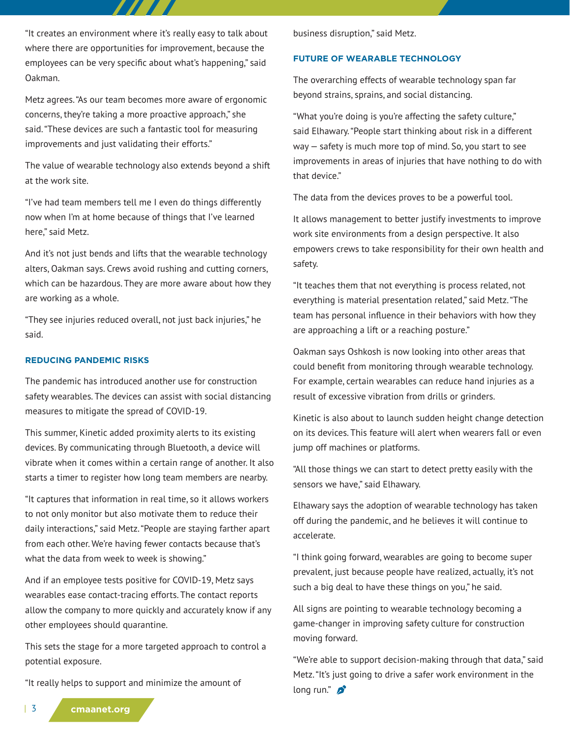"It creates an environment where it's really easy to talk about where there are opportunities for improvement, because the employees can be very specific about what's happening," said Oakman.

Metz agrees. "As our team becomes more aware of ergonomic concerns, they're taking a more proactive approach," she said. "These devices are such a fantastic tool for measuring improvements and just validating their efforts."

The value of wearable technology also extends beyond a shift at the work site.

"I've had team members tell me I even do things differently now when I'm at home because of things that I've learned here," said Metz.

And it's not just bends and lifts that the wearable technology alters, Oakman says. Crews avoid rushing and cutting corners, which can be hazardous. They are more aware about how they are working as a whole.

"They see injuries reduced overall, not just back injuries," he said.

## REDUCING PANDEMIC RISKS

The pandemic has introduced another use for construction safety wearables. The devices can assist with social distancing measures to mitigate the spread of COVID-19.

This summer, Kinetic added proximity alerts to its existing devices. By communicating through Bluetooth, a device will vibrate when it comes within a certain range of another. It also starts a timer to register how long team members are nearby.

"It captures that information in real time, so it allows workers to not only monitor but also motivate them to reduce their daily interactions," said Metz. "People are staying farther apart from each other. We're having fewer contacts because that's what the data from week to week is showing."

And if an employee tests positive for COVID-19, Metz says wearables ease contact-tracing efforts. The contact reports allow the company to more quickly and accurately know if any other employees should quarantine.

This sets the stage for a more targeted approach to control a potential exposure.

"It really helps to support and minimize the amount of business disruption," said Metz.

## FUTURE OF WEARABLE TECHNOLOGY

The overarching effects of wearable technology span far beyond strains, sprains, and social distancing.

"What you're doing is you're affecting the safety culture," said Elhawary. "People start thinking about risk in a different way — safety is much more top of mind. So, you start to see improvements in areas of injuries that have nothing to do with that device."

The data from the devices proves to be a powerful tool.

It allows management to better justify investments to improve work site environments from a design perspective. It also empowers crews to take responsibility for their own health and safety.

"It teaches them that not everything is process related, not everything is material presentation related," said Metz. "The team has personal influence in their behaviors with how they are approaching a lift or a reaching posture."

Oakman says Oshkosh is now looking into other areas that could benefit from monitoring through wearable technology. For example, certain wearables can reduce hand injuries as a result of excessive vibration from drills or grinders.

Kinetic is also about to launch sudden height change detection on its devices. This feature will alert when wearers fall or even jump off machines or platforms.

"All those things we can start to detect pretty easily with the sensors we have," said Elhawary.

Elhawary says the adoption of wearable technology has taken off during the pandemic, and he believes it will continue to accelerate.

"I think going forward, wearables are going to become super prevalent, just because people have realized, actually, it's not such a big deal to have these things on you," he said.

All signs are pointing to wearable technology becoming a game-changer in improving safety culture for construction moving forward.

"We're able to support decision-making through that data," said Metz. "It's just going to drive a safer work environment in the long run."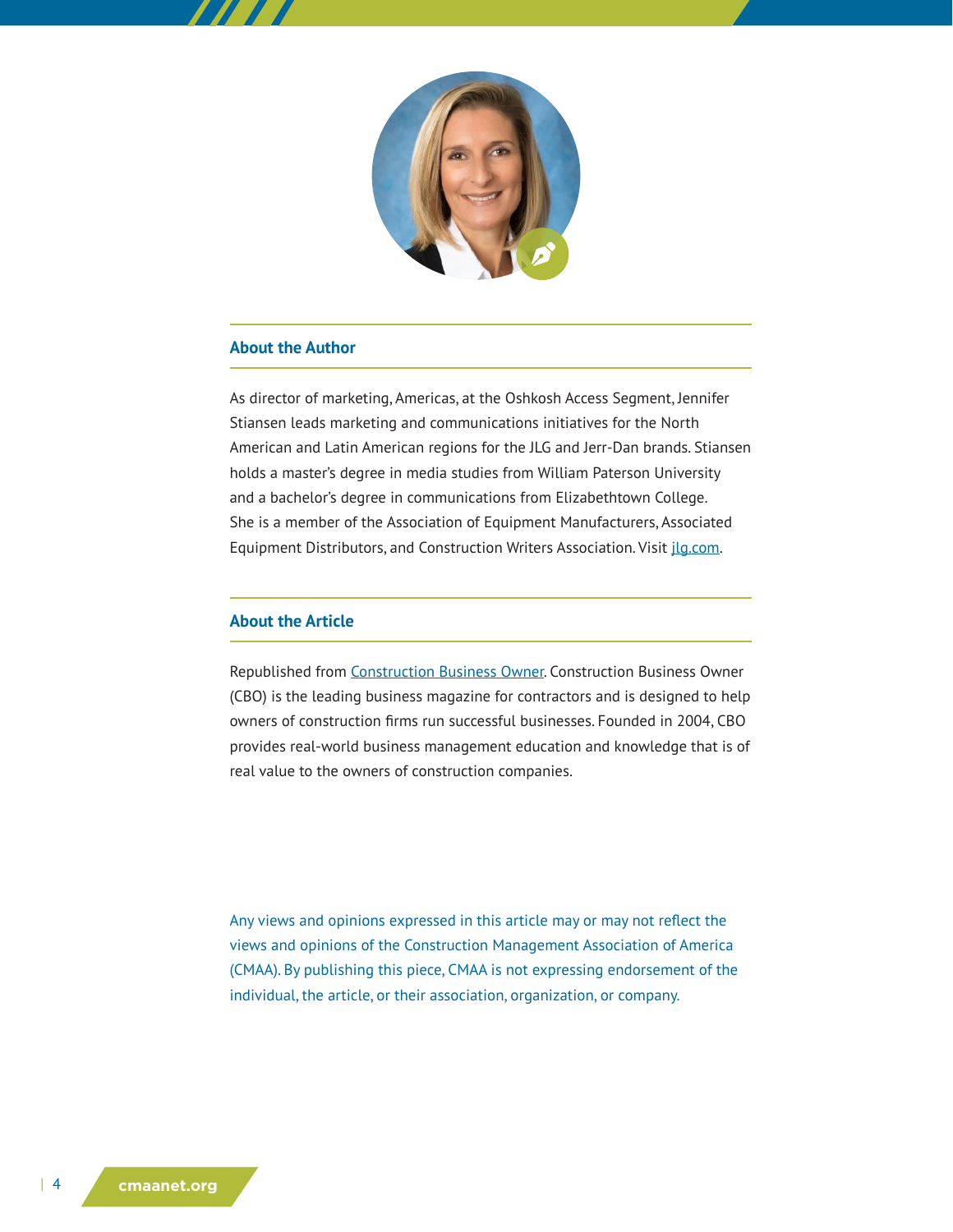## About the Author

As director of marketing, Americas, at the Oshkosh Access Segment, Jennifer Stiansen leads marketing and communications initiatives for the North American and Latin American regions for the JLG and Jerr-Dan brands. Stiansen holds a master's degree in media studies from William Paterson University and a bachelor's degree in communications from Elizabethtown College. She is a member of the Association of Equipment Manufacturers, Associated Equipment Distributors, and Construction Writers Association. Visit jlg.com.

## About the Article

Republished from Construction Business Owner. Construction Business Owner (CBO) is the leading business magazine for contractors and is designed to help owners of construction firms run successful businesses. Founded in 2004, CBO provides real-world business management education and knowledge that is of real value to the owners of construction companies.

Any views and opinions expressed in this article may or may not reflect the views and opinions of the Construction Management Association of America (CMAA). By publishing this piece, CMAA is not expressing endorsement of the individual, the article, or their association, organization, or company.